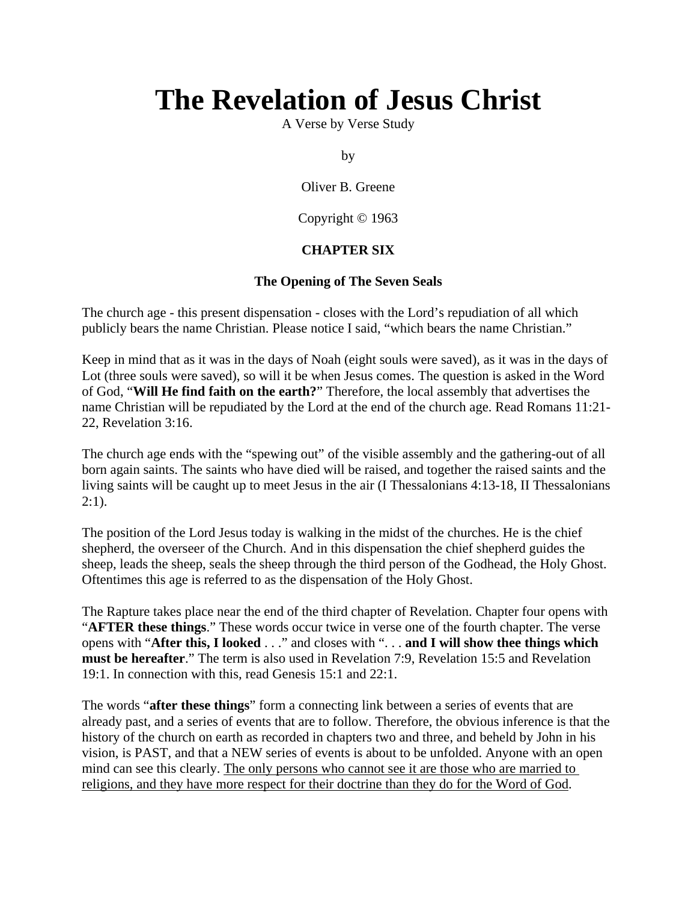# The Revelation of Jesus Christ

A Verse by Verse Study

by

Oliver B. Greene

Copyright © 1963

**CHAPTER SIX**

**The Opening of The Seven Seals**

The church age - this present dispensation - closes with the Lord's repudiation of all which publicly bears the name Christian. Please notice I said, "which bears the name Christian."

Keep in mind that as it was in the days of Noah (eight souls were saved), as it was in the days of Lot (three souls were saved), so will it be when Jesus comes. The question is asked in the Word of God, "**Will He find faith on the earth?**" Therefore, the local assembly that advertises the name Christian will be repudiated by the Lord at the end of the church age. Read Romans 11:21-22, Revelation 3:16.

The church age ends with the "spewing out" of the visible assembly and the gathering-out of all born again saints. The saints who have died will be raised, and together the raised saints and the living saints will be caught up to meet Jesus in the air (I Thessalonians 4:13-18, II Thessalonians 2:1).

The position of the Lord Jesus today is walking in the midst of the churches. He is the chief shepherd, the overseer of the Church. And in this dispensation the chief shepherd guides the sheep, leads the sheep, seals the sheep through the third person of the Godhead, the Holy Ghost. Oftentimes this age is referred to as the dispensation of the Holy Ghost.

The Rapture takes place near the end of the third chapter of Revelation. Chapter four opens with "**AFTER these things**." These words occur twice in verse one of the fourth chapter. The verse opens with "**After this, I looked** . . ." and closes with ". . . **and I will show thee things which must be hereafter**." The term is also used in Revelation 7:9, Revelation 15:5 and Revelation 19:1. In connection with this, read Genesis 15:1 and 22:1.

The words "**after these things**" form a connecting link between a series of events that are already past, and a series of events that are to follow. Therefore, the obvious inference is that the history of the church on earth as recorded in chapters two and three, and beheld by John in his vision, is PAST, and that a NEW series of events is about to be unfolded. Anyone with an open mind can see this clearly. <u>The only persons who cannot see it are those who are married to religions, and they have more respect for their doctrine than they do for the Word of God</u>.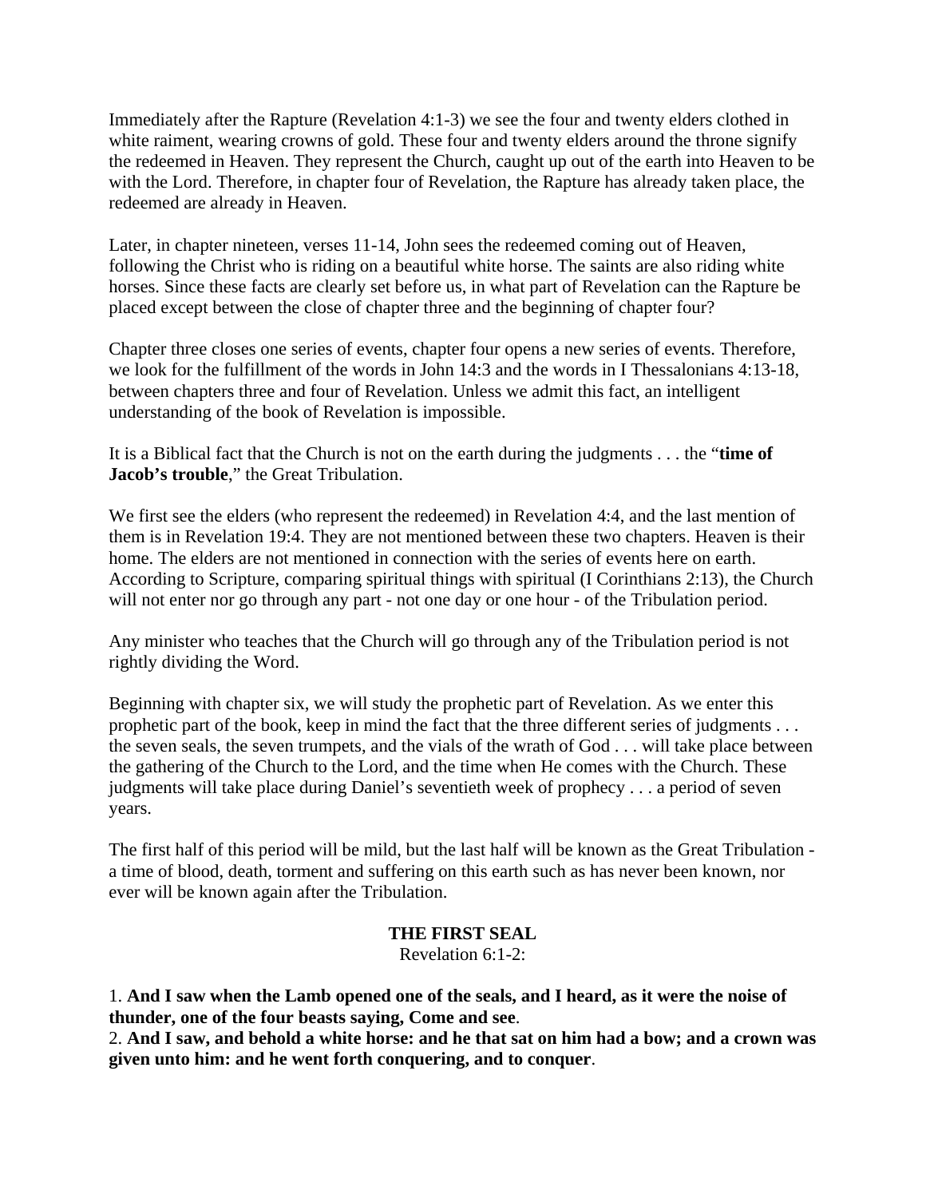Immediately after the Rapture (Revelation 4:1-3) we see the four and twenty elders clothed in white raiment, wearing crowns of gold. These four and twenty elders around the throne signify the redeemed in Heaven. They represent the Church, caught up out of the earth into Heaven to be with the Lord. Therefore, in chapter four of Revelation, the Rapture has already taken place, the redeemed are already in Heaven.

Later, in chapter nineteen, verses 11-14, John sees the redeemed coming out of Heaven, following the Christ who is riding on a beautiful white horse. The saints are also riding white horses. Since these facts are clearly set before us, in what part of Revelation can the Rapture be placed except between the close of chapter three and the beginning of chapter four?

Chapter three closes one series of events, chapter four opens a new series of events. Therefore, we look for the fulfillment of the words in John 14:3 and the words in I Thessalonians 4:13-18, between chapters three and four of Revelation. Unless we admit this fact, an intelligent understanding of the book of Revelation is impossible.

It is a Biblical fact that the Church is not on the earth during the judgments . . . the "**time of Jacob's trouble**," the Great Tribulation.

We first see the elders (who represent the redeemed) in Revelation 4:4, and the last mention of them is in Revelation 19:4. They are not mentioned between these two chapters. Heaven is their home. The elders are not mentioned in connection with the series of events here on earth. According to Scripture, comparing spiritual things with spiritual (I Corinthians 2:13), the Church will not enter nor go through any part - not one day or one hour - of the Tribulation period.

Any minister who teaches that the Church will go through any of the Tribulation period is not rightly dividing the Word.

Beginning with chapter six, we will study the prophetic part of Revelation. As we enter this prophetic part of the book, keep in mind the fact that the three different series of judgments . . . the seven seals, the seven trumpets, and the vials of the wrath of God . . . will take place between the gathering of the Church to the Lord, and the time when He comes with the Church. These judgments will take place during Daniel's seventieth week of prophecy . . . a period of seven years.

The first half of this period will be mild, but the last half will be known as the Great Tribulation - a time of blood, death, torment and suffering on this earth such as has never been known, nor ever will be known again after the Tribulation.

## THE FIRST SEAL

Revelation 6:1-2:

1. **And I saw when the Lamb opened one of the seals, and I heard, as it were the noise of thunder, one of the four beasts saying, Come and see**.
2. **And I saw, and behold a white horse: and he that sat on him had a bow; and a crown was given unto him: and he went forth conquering, and to conquer**.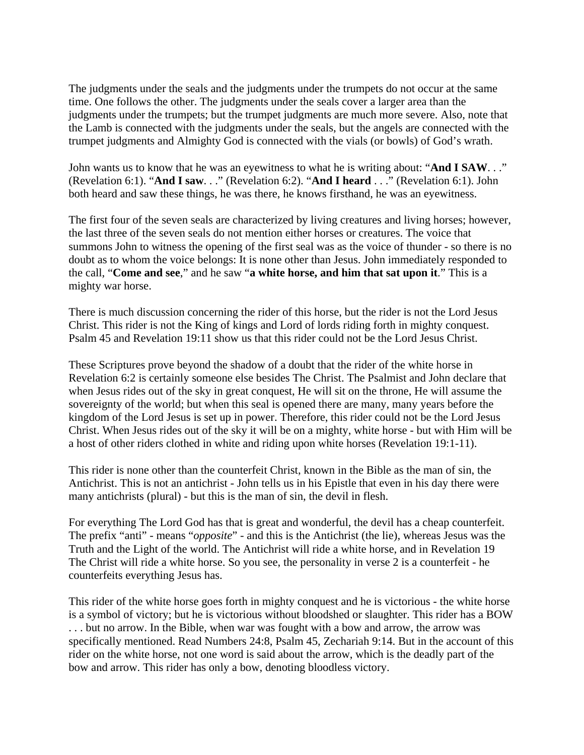The judgments under the seals and the judgments under the trumpets do not occur at the same time. One follows the other. The judgments under the seals cover a larger area than the judgments under the trumpets; but the trumpet judgments are much more severe. Also, note that the Lamb is connected with the judgments under the seals, but the angels are connected with the trumpet judgments and Almighty God is connected with the vials (or bowls) of God's wrath.

John wants us to know that he was an eyewitness to what he is writing about: "**And I SAW**. . ." (Revelation 6:1). "**And I saw**. . ." (Revelation 6:2). "**And I heard** . . ." (Revelation 6:1). John both heard and saw these things, he was there, he knows firsthand, he was an eyewitness.

The first four of the seven seals are characterized by living creatures and living horses; however, the last three of the seven seals do not mention either horses or creatures. The voice that summons John to witness the opening of the first seal was as the voice of thunder - so there is no doubt as to whom the voice belongs: It is none other than Jesus. John immediately responded to the call, "**Come and see**," and he saw "**a white horse, and him that sat upon it**." This is a mighty war horse.

There is much discussion concerning the rider of this horse, but the rider is not the Lord Jesus Christ. This rider is not the King of kings and Lord of lords riding forth in mighty conquest. Psalm 45 and Revelation 19:11 show us that this rider could not be the Lord Jesus Christ.

These Scriptures prove beyond the shadow of a doubt that the rider of the white horse in Revelation 6:2 is certainly someone else besides The Christ. The Psalmist and John declare that when Jesus rides out of the sky in great conquest, He will sit on the throne, He will assume the sovereignty of the world; but when this seal is opened there are many, many years before the kingdom of the Lord Jesus is set up in power. Therefore, this rider could not be the Lord Jesus Christ. When Jesus rides out of the sky it will be on a mighty, white horse - but with Him will be a host of other riders clothed in white and riding upon white horses (Revelation 19:1-11).

This rider is none other than the counterfeit Christ, known in the Bible as the man of sin, the Antichrist. This is not an antichrist - John tells us in his Epistle that even in his day there were many antichrists (plural) - but this is the man of sin, the devil in flesh.

For everything The Lord God has that is great and wonderful, the devil has a cheap counterfeit. The prefix "anti" - means "*opposite*" - and this is the Antichrist (the lie), whereas Jesus was the Truth and the Light of the world. The Antichrist will ride a white horse, and in Revelation 19 The Christ will ride a white horse. So you see, the personality in verse 2 is a counterfeit - he counterfeits everything Jesus has.

This rider of the white horse goes forth in mighty conquest and he is victorious - the white horse is a symbol of victory; but he is victorious without bloodshed or slaughter. This rider has a BOW . . . but no arrow. In the Bible, when war was fought with a bow and arrow, the arrow was specifically mentioned. Read Numbers 24:8, Psalm 45, Zechariah 9:14. But in the account of this rider on the white horse, not one word is said about the arrow, which is the deadly part of the bow and arrow. This rider has only a bow, denoting bloodless victory.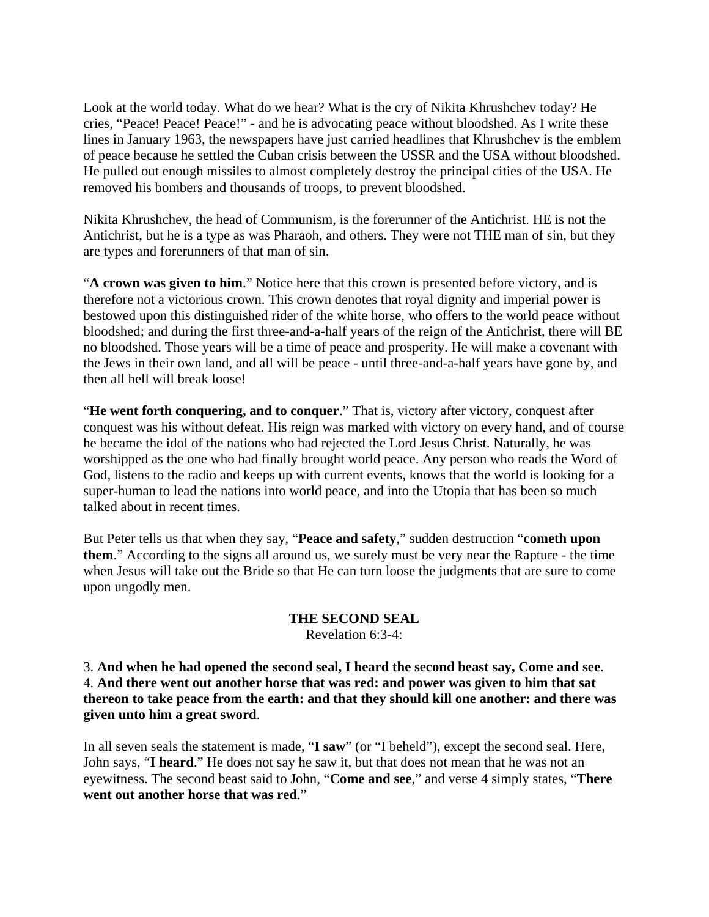Look at the world today. What do we hear? What is the cry of Nikita Khrushchev today? He cries, "Peace! Peace! Peace!" - and he is advocating peace without bloodshed. As I write these lines in January 1963, the newspapers have just carried headlines that Khrushchev is the emblem of peace because he settled the Cuban crisis between the USSR and the USA without bloodshed. He pulled out enough missiles to almost completely destroy the principal cities of the USA. He removed his bombers and thousands of troops, to prevent bloodshed.

Nikita Khrushchev, the head of Communism, is the forerunner of the Antichrist. HE is not the Antichrist, but he is a type as was Pharaoh, and others. They were not THE man of sin, but they are types and forerunners of that man of sin.

"**A crown was given to him**." Notice here that this crown is presented before victory, and is therefore not a victorious crown. This crown denotes that royal dignity and imperial power is bestowed upon this distinguished rider of the white horse, who offers to the world peace without bloodshed; and during the first three-and-a-half years of the reign of the Antichrist, there will BE no bloodshed. Those years will be a time of peace and prosperity. He will make a covenant with the Jews in their own land, and all will be peace - until three-and-a-half years have gone by, and then all hell will break loose!

"**He went forth conquering, and to conquer**." That is, victory after victory, conquest after conquest was his without defeat. His reign was marked with victory on every hand, and of course he became the idol of the nations who had rejected the Lord Jesus Christ. Naturally, he was worshipped as the one who had finally brought world peace. Any person who reads the Word of God, listens to the radio and keeps up with current events, knows that the world is looking for a super-human to lead the nations into world peace, and into the Utopia that has been so much talked about in recent times.

But Peter tells us that when they say, "**Peace and safety**," sudden destruction "**cometh upon them**." According to the signs all around us, we surely must be very near the Rapture - the time when Jesus will take out the Bride so that He can turn loose the judgments that are sure to come upon ungodly men.

### THE SECOND SEAL

Revelation 6:3-4:

3. **And when he had opened the second seal, I heard the second beast say, Come and see**.
4. **And there went out another horse that was red: and power was given to him that sat thereon to take peace from the earth: and that they should kill one another: and there was given unto him a great sword**.

In all seven seals the statement is made, "**I saw**" (or "I beheld"), except the second seal. Here, John says, "**I heard**." He does not say he saw it, but that does not mean that he was not an eyewitness. The second beast said to John, "**Come and see**," and verse 4 simply states, "**There went out another horse that was red**."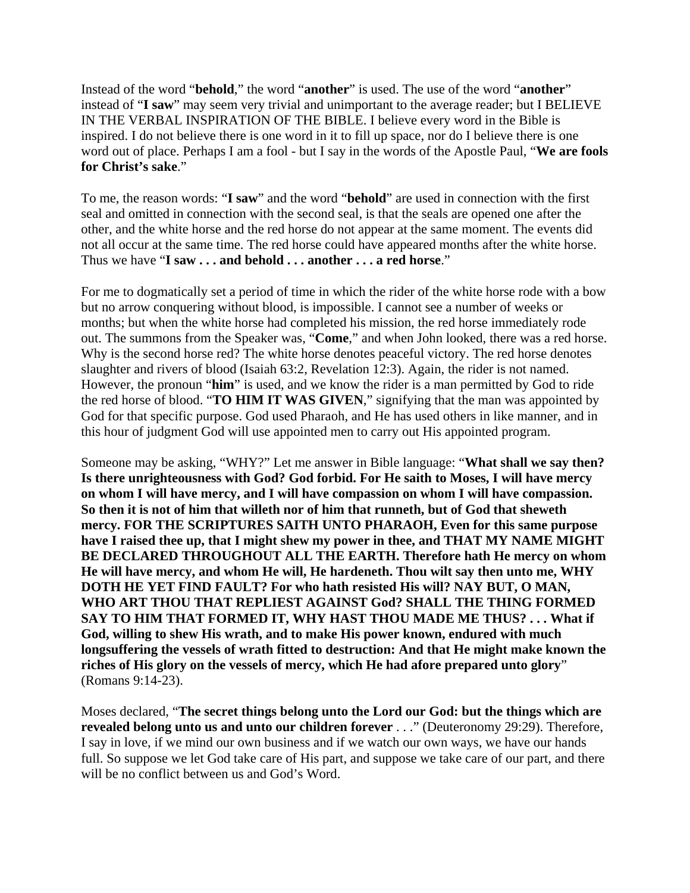Instead of the word "**behold**," the word "**another**" is used. The use of the word "**another**" instead of "**I saw**" may seem very trivial and unimportant to the average reader; but I BELIEVE IN THE VERBAL INSPIRATION OF THE BIBLE. I believe every word in the Bible is inspired. I do not believe there is one word in it to fill up space, nor do I believe there is one word out of place. Perhaps I am a fool - but I say in the words of the Apostle Paul, "**We are fools for Christ's sake**."

To me, the reason words: "**I saw**" and the word "**behold**" are used in connection with the first seal and omitted in connection with the second seal, is that the seals are opened one after the other, and the white horse and the red horse do not appear at the same moment. The events did not all occur at the same time. The red horse could have appeared months after the white horse. Thus we have "**I saw . . . and behold . . . another . . . a red horse**."

For me to dogmatically set a period of time in which the rider of the white horse rode with a bow but no arrow conquering without blood, is impossible. I cannot see a number of weeks or months; but when the white horse had completed his mission, the red horse immediately rode out. The summons from the Speaker was, "**Come**," and when John looked, there was a red horse. Why is the second horse red? The white horse denotes peaceful victory. The red horse denotes slaughter and rivers of blood (Isaiah 63:2, Revelation 12:3). Again, the rider is not named. However, the pronoun "**him**" is used, and we know the rider is a man permitted by God to ride the red horse of blood. "**TO HIM IT WAS GIVEN**," signifying that the man was appointed by God for that specific purpose. God used Pharaoh, and He has used others in like manner, and in this hour of judgment God will use appointed men to carry out His appointed program.

Someone may be asking, "WHY?" Let me answer in Bible language: "**What shall we say then? Is there unrighteousness with God? God forbid. For He saith to Moses, I will have mercy on whom I will have mercy, and I will have compassion on whom I will have compassion. So then it is not of him that willeth nor of him that runneth, but of God that sheweth mercy. FOR THE SCRIPTURES SAITH UNTO PHARAOH, Even for this same purpose have I raised thee up, that I might shew my power in thee, and THAT MY NAME MIGHT BE DECLARED THROUGHOUT ALL THE EARTH. Therefore hath He mercy on whom He will have mercy, and whom He will, He hardeneth. Thou wilt say then unto me, WHY DOTH HE YET FIND FAULT? For who hath resisted His will? NAY BUT, O MAN, WHO ART THOU THAT REPLIEST AGAINST God? SHALL THE THING FORMED SAY TO HIM THAT FORMED IT, WHY HAST THOU MADE ME THUS? . . . What if God, willing to shew His wrath, and to make His power known, endured with much longsuffering the vessels of wrath fitted to destruction: And that He might make known the riches of His glory on the vessels of mercy, which He had afore prepared unto glory**" (Romans 9:14-23).

Moses declared, "**The secret things belong unto the Lord our God: but the things which are revealed belong unto us and unto our children forever** . . ." (Deuteronomy 29:29). Therefore, I say in love, if we mind our own business and if we watch our own ways, we have our hands full. So suppose we let God take care of His part, and suppose we take care of our part, and there will be no conflict between us and God's Word.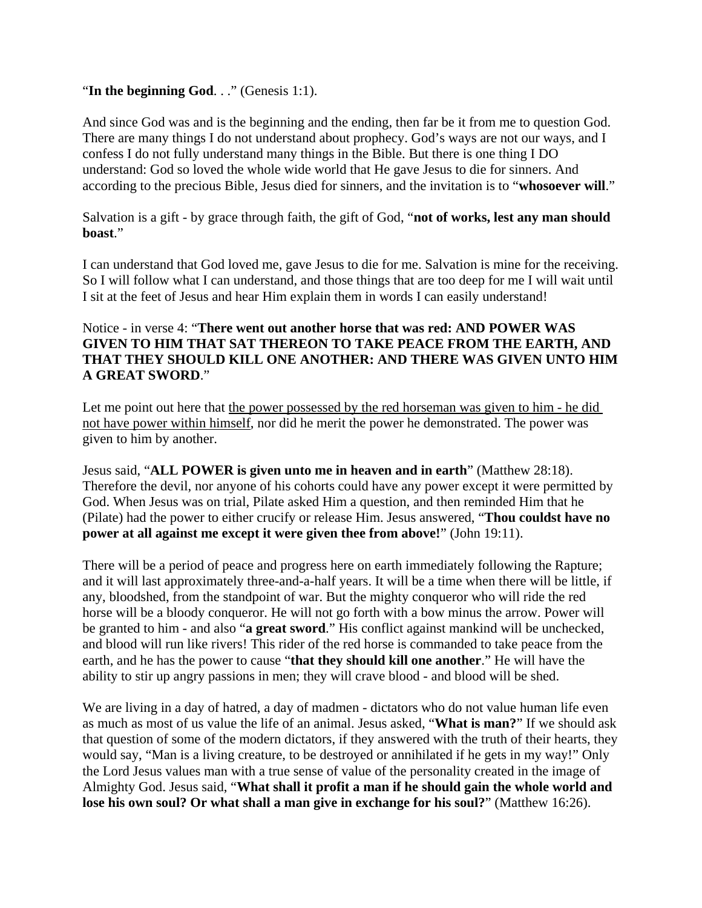"**In the beginning God**. . ." (Genesis 1:1).

And since God was and is the beginning and the ending, then far be it from me to question God. There are many things I do not understand about prophecy. God's ways are not our ways, and I confess I do not fully understand many things in the Bible. But there is one thing I DO understand: God so loved the whole wide world that He gave Jesus to die for sinners. And according to the precious Bible, Jesus died for sinners, and the invitation is to "**whosoever will**."

Salvation is a gift - by grace through faith, the gift of God, "**not of works, lest any man should boast**."

I can understand that God loved me, gave Jesus to die for me. Salvation is mine for the receiving. So I will follow what I can understand, and those things that are too deep for me I will wait until I sit at the feet of Jesus and hear Him explain them in words I can easily understand!

Notice - in verse 4: "**There went out another horse that was red: AND POWER WAS GIVEN TO HIM THAT SAT THEREON TO TAKE PEACE FROM THE EARTH, AND THAT THEY SHOULD KILL ONE ANOTHER: AND THERE WAS GIVEN UNTO HIM A GREAT SWORD**."

Let me point out here that the power possessed by the red horseman was given to him - he did not have power within himself, nor did he merit the power he demonstrated. The power was given to him by another.

Jesus said, "**ALL POWER is given unto me in heaven and in earth**" (Matthew 28:18). Therefore the devil, nor anyone of his cohorts could have any power except it were permitted by God. When Jesus was on trial, Pilate asked Him a question, and then reminded Him that he (Pilate) had the power to either crucify or release Him. Jesus answered, "**Thou couldst have no power at all against me except it were given thee from above!**" (John 19:11).

There will be a period of peace and progress here on earth immediately following the Rapture; and it will last approximately three-and-a-half years. It will be a time when there will be little, if any, bloodshed, from the standpoint of war. But the mighty conqueror who will ride the red horse will be a bloody conqueror. He will not go forth with a bow minus the arrow. Power will be granted to him - and also "**a great sword**." His conflict against mankind will be unchecked, and blood will run like rivers! This rider of the red horse is commanded to take peace from the earth, and he has the power to cause "**that they should kill one another**." He will have the ability to stir up angry passions in men; they will crave blood - and blood will be shed.

We are living in a day of hatred, a day of madmen - dictators who do not value human life even as much as most of us value the life of an animal. Jesus asked, "**What is man?**" If we should ask that question of some of the modern dictators, if they answered with the truth of their hearts, they would say, "Man is a living creature, to be destroyed or annihilated if he gets in my way!" Only the Lord Jesus values man with a true sense of value of the personality created in the image of Almighty God. Jesus said, "**What shall it profit a man if he should gain the whole world and lose his own soul? Or what shall a man give in exchange for his soul?**" (Matthew 16:26).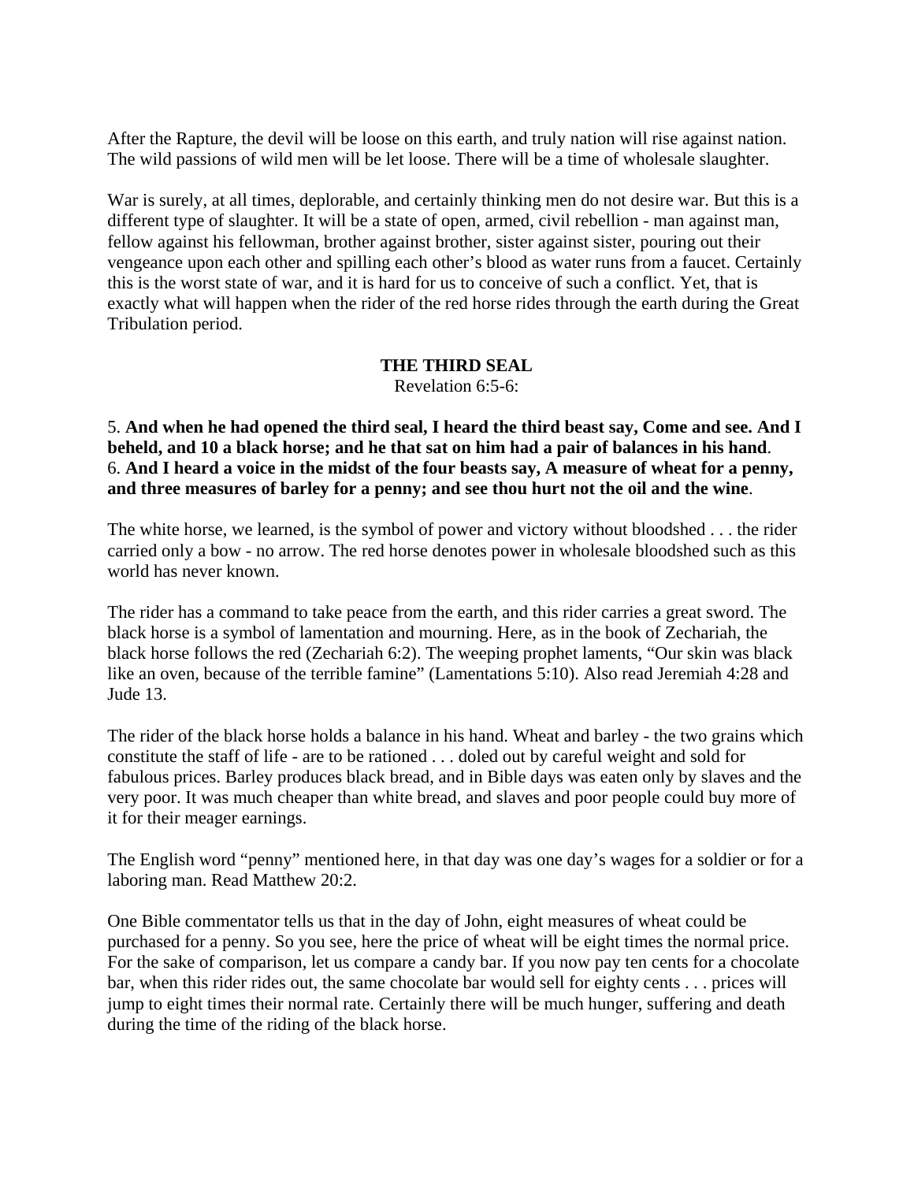After the Rapture, the devil will be loose on this earth, and truly nation will rise against nation. The wild passions of wild men will be let loose. There will be a time of wholesale slaughter.

War is surely, at all times, deplorable, and certainly thinking men do not desire war. But this is a different type of slaughter. It will be a state of open, armed, civil rebellion - man against man, fellow against his fellowman, brother against brother, sister against sister, pouring out their vengeance upon each other and spilling each other's blood as water runs from a faucet. Certainly this is the worst state of war, and it is hard for us to conceive of such a conflict. Yet, that is exactly what will happen when the rider of the red horse rides through the earth during the Great Tribulation period.

### THE THIRD SEAL

Revelation 6:5-6:

5. **And when he had opened the third seal, I heard the third beast say, Come and see. And I beheld, and 10 a black horse; and he that sat on him had a pair of balances in his hand**.
6. **And I heard a voice in the midst of the four beasts say, A measure of wheat for a penny, and three measures of barley for a penny; and see thou hurt not the oil and the wine**.

The white horse, we learned, is the symbol of power and victory without bloodshed . . . the rider carried only a bow - no arrow. The red horse denotes power in wholesale bloodshed such as this world has never known.

The rider has a command to take peace from the earth, and this rider carries a great sword. The black horse is a symbol of lamentation and mourning. Here, as in the book of Zechariah, the black horse follows the red (Zechariah 6:2). The weeping prophet laments, "Our skin was black like an oven, because of the terrible famine" (Lamentations 5:10). Also read Jeremiah 4:28 and Jude 13.

The rider of the black horse holds a balance in his hand. Wheat and barley - the two grains which constitute the staff of life - are to be rationed . . . doled out by careful weight and sold for fabulous prices. Barley produces black bread, and in Bible days was eaten only by slaves and the very poor. It was much cheaper than white bread, and slaves and poor people could buy more of it for their meager earnings.

The English word "penny" mentioned here, in that day was one day's wages for a soldier or for a laboring man. Read Matthew 20:2.

One Bible commentator tells us that in the day of John, eight measures of wheat could be purchased for a penny. So you see, here the price of wheat will be eight times the normal price. For the sake of comparison, let us compare a candy bar. If you now pay ten cents for a chocolate bar, when this rider rides out, the same chocolate bar would sell for eighty cents . . . prices will jump to eight times their normal rate. Certainly there will be much hunger, suffering and death during the time of the riding of the black horse.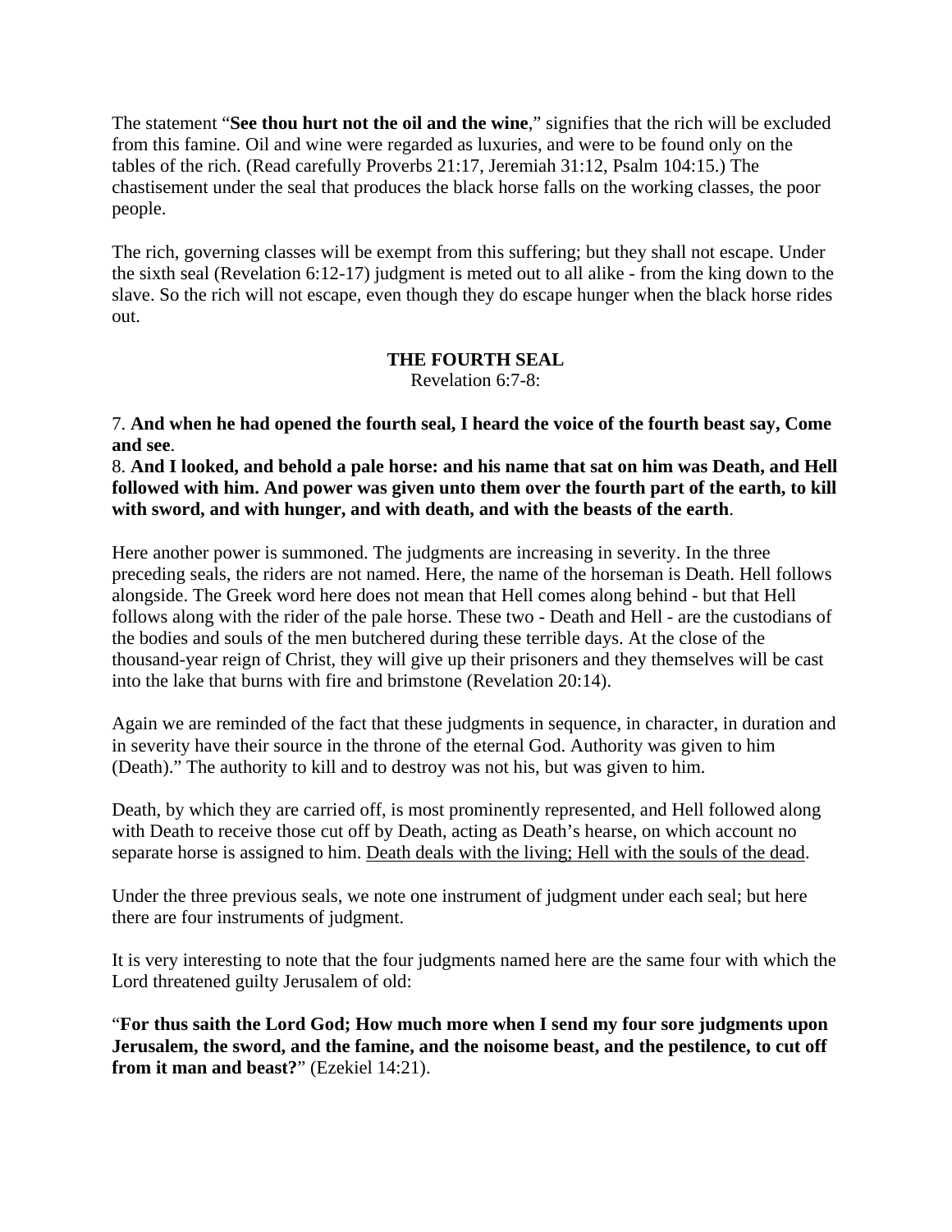The statement "**See thou hurt not the oil and the wine**," signifies that the rich will be excluded from this famine. Oil and wine were regarded as luxuries, and were to be found only on the tables of the rich. (Read carefully Proverbs 21:17, Jeremiah 31:12, Psalm 104:15.) The chastisement under the seal that produces the black horse falls on the working classes, the poor people.

The rich, governing classes will be exempt from this suffering; but they shall not escape. Under the sixth seal (Revelation 6:12-17) judgment is meted out to all alike - from the king down to the slave. So the rich will not escape, even though they do escape hunger when the black horse rides out.

### THE FOURTH SEAL

Revelation 6:7-8:

7. **And when he had opened the fourth seal, I heard the voice of the fourth beast say, Come and see**.
8. **And I looked, and behold a pale horse: and his name that sat on him was Death, and Hell followed with him. And power was given unto them over the fourth part of the earth, to kill with sword, and with hunger, and with death, and with the beasts of the earth**.

Here another power is summoned. The judgments are increasing in severity. In the three preceding seals, the riders are not named. Here, the name of the horseman is Death. Hell follows alongside. The Greek word here does not mean that Hell comes along behind - but that Hell follows along with the rider of the pale horse. These two - Death and Hell - are the custodians of the bodies and souls of the men butchered during these terrible days. At the close of the thousand-year reign of Christ, they will give up their prisoners and they themselves will be cast into the lake that burns with fire and brimstone (Revelation 20:14).

Again we are reminded of the fact that these judgments in sequence, in character, in duration and in severity have their source in the throne of the eternal God. Authority was given to him (Death)." The authority to kill and to destroy was not his, but was given to him.

Death, by which they are carried off, is most prominently represented, and Hell followed along with Death to receive those cut off by Death, acting as Death's hearse, on which account no separate horse is assigned to him. <u>Death deals with the living; Hell with the souls of the dead</u>.

Under the three previous seals, we note one instrument of judgment under each seal; but here there are four instruments of judgment.

It is very interesting to note that the four judgments named here are the same four with which the Lord threatened guilty Jerusalem of old:

"**For thus saith the Lord God; How much more when I send my four sore judgments upon Jerusalem, the sword, and the famine, and the noisome beast, and the pestilence, to cut off from it man and beast?**" (Ezekiel 14:21).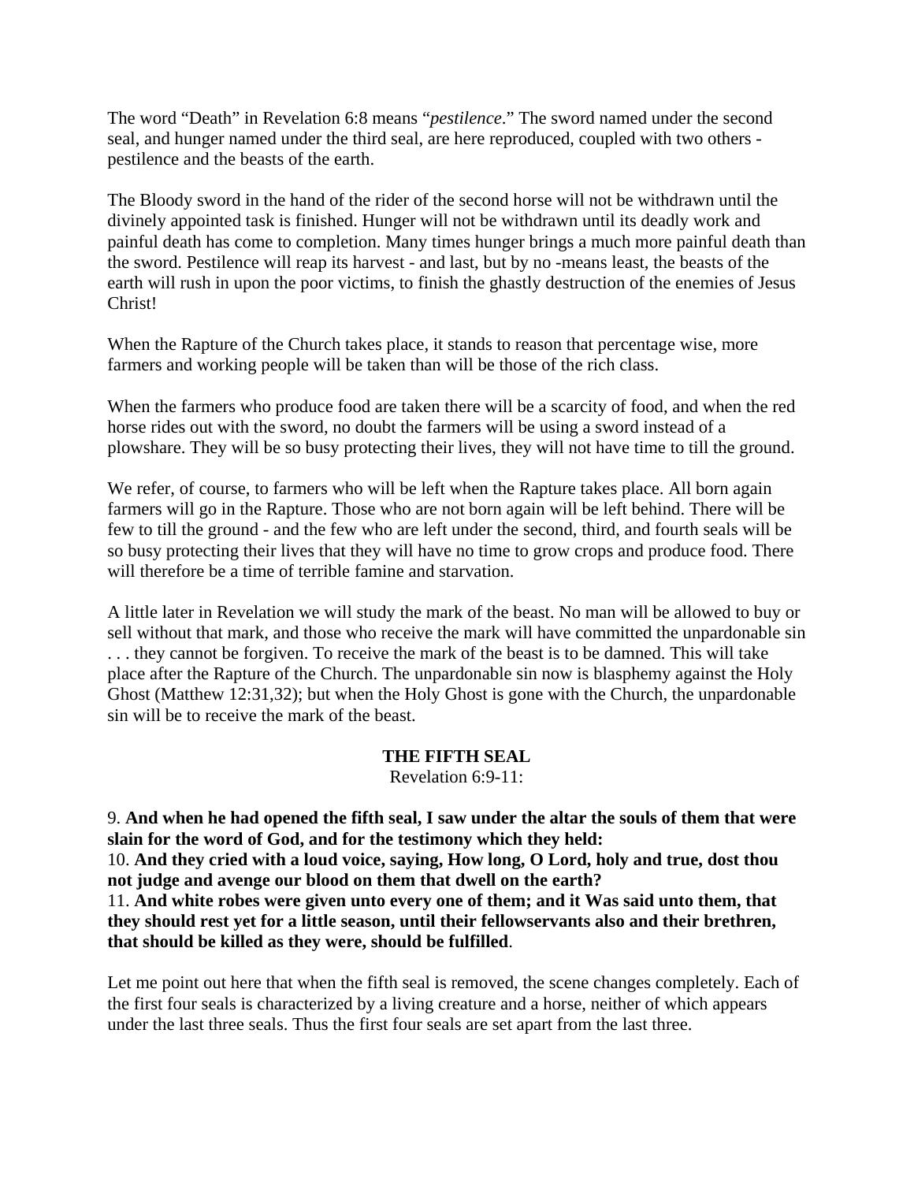The word “Death” in Revelation 6:8 means “*pestilence*.” The sword named under the second seal, and hunger named under the third seal, are here reproduced, coupled with two others - pestilence and the beasts of the earth.

The Bloody sword in the hand of the rider of the second horse will not be withdrawn until the divinely appointed task is finished. Hunger will not be withdrawn until its deadly work and painful death has come to completion. Many times hunger brings a much more painful death than the sword. Pestilence will reap its harvest - and last, but by no -means least, the beasts of the earth will rush in upon the poor victims, to finish the ghastly destruction of the enemies of Jesus Christ!

When the Rapture of the Church takes place, it stands to reason that percentage wise, more farmers and working people will be taken than will be those of the rich class.

When the farmers who produce food are taken there will be a scarcity of food, and when the red horse rides out with the sword, no doubt the farmers will be using a sword instead of a plowshare. They will be so busy protecting their lives, they will not have time to till the ground.

We refer, of course, to farmers who will be left when the Rapture takes place. All born again farmers will go in the Rapture. Those who are not born again will be left behind. There will be few to till the ground - and the few who are left under the second, third, and fourth seals will be so busy protecting their lives that they will have no time to grow crops and produce food. There will therefore be a time of terrible famine and starvation.

A little later in Revelation we will study the mark of the beast. No man will be allowed to buy or sell without that mark, and those who receive the mark will have committed the unpardonable sin . . . they cannot be forgiven. To receive the mark of the beast is to be damned. This will take place after the Rapture of the Church. The unpardonable sin now is blasphemy against the Holy Ghost (Matthew 12:31,32); but when the Holy Ghost is gone with the Church, the unpardonable sin will be to receive the mark of the beast.

**THE FIFTH SEAL**

Revelation 6:9-11:

9. **And when he had opened the fifth seal, I saw under the altar the souls of them that were slain for the word of God, and for the testimony which they held:**
10. **And they cried with a loud voice, saying, How long, O Lord, holy and true, dost thou not judge and avenge our blood on them that dwell on the earth?**
11. **And white robes were given unto every one of them; and it Was said unto them, that they should rest yet for a little season, until their fellowservants also and their brethren, that should be killed as they were, should be fulfilled**.

Let me point out here that when the fifth seal is removed, the scene changes completely. Each of the first four seals is characterized by a living creature and a horse, neither of which appears under the last three seals. Thus the first four seals are set apart from the last three.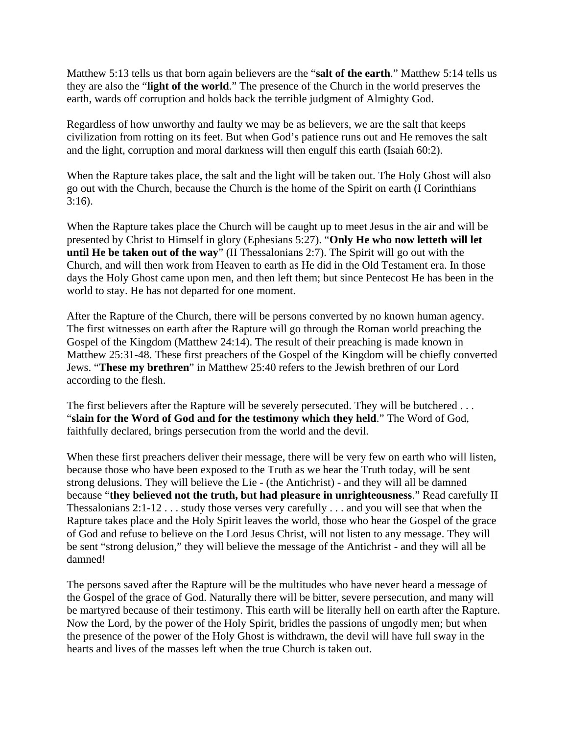Matthew 5:13 tells us that born again believers are the "**salt of the earth**." Matthew 5:14 tells us they are also the "**light of the world**." The presence of the Church in the world preserves the earth, wards off corruption and holds back the terrible judgment of Almighty God.

Regardless of how unworthy and faulty we may be as believers, we are the salt that keeps civilization from rotting on its feet. But when God's patience runs out and He removes the salt and the light, corruption and moral darkness will then engulf this earth (Isaiah 60:2).

When the Rapture takes place, the salt and the light will be taken out. The Holy Ghost will also go out with the Church, because the Church is the home of the Spirit on earth (I Corinthians 3:16).

When the Rapture takes place the Church will be caught up to meet Jesus in the air and will be presented by Christ to Himself in glory (Ephesians 5:27). "**Only He who now letteth will let until He be taken out of the way**" (II Thessalonians 2:7). The Spirit will go out with the Church, and will then work from Heaven to earth as He did in the Old Testament era. In those days the Holy Ghost came upon men, and then left them; but since Pentecost He has been in the world to stay. He has not departed for one moment.

After the Rapture of the Church, there will be persons converted by no known human agency. The first witnesses on earth after the Rapture will go through the Roman world preaching the Gospel of the Kingdom (Matthew 24:14). The result of their preaching is made known in Matthew 25:31-48. These first preachers of the Gospel of the Kingdom will be chiefly converted Jews. "**These my brethren**" in Matthew 25:40 refers to the Jewish brethren of our Lord according to the flesh.

The first believers after the Rapture will be severely persecuted. They will be butchered . . . "**slain for the Word of God and for the testimony which they held**." The Word of God, faithfully declared, brings persecution from the world and the devil.

When these first preachers deliver their message, there will be very few on earth who will listen, because those who have been exposed to the Truth as we hear the Truth today, will be sent strong delusions. They will believe the Lie - (the Antichrist) - and they will all be damned because "**they believed not the truth, but had pleasure in unrighteousness**." Read carefully II Thessalonians 2:1-12 . . . study those verses very carefully . . . and you will see that when the Rapture takes place and the Holy Spirit leaves the world, those who hear the Gospel of the grace of God and refuse to believe on the Lord Jesus Christ, will not listen to any message. They will be sent "strong delusion," they will believe the message of the Antichrist - and they will all be damned!

The persons saved after the Rapture will be the multitudes who have never heard a message of the Gospel of the grace of God. Naturally there will be bitter, severe persecution, and many will be martyred because of their testimony. This earth will be literally hell on earth after the Rapture. Now the Lord, by the power of the Holy Spirit, bridles the passions of ungodly men; but when the presence of the power of the Holy Ghost is withdrawn, the devil will have full sway in the hearts and lives of the masses left when the true Church is taken out.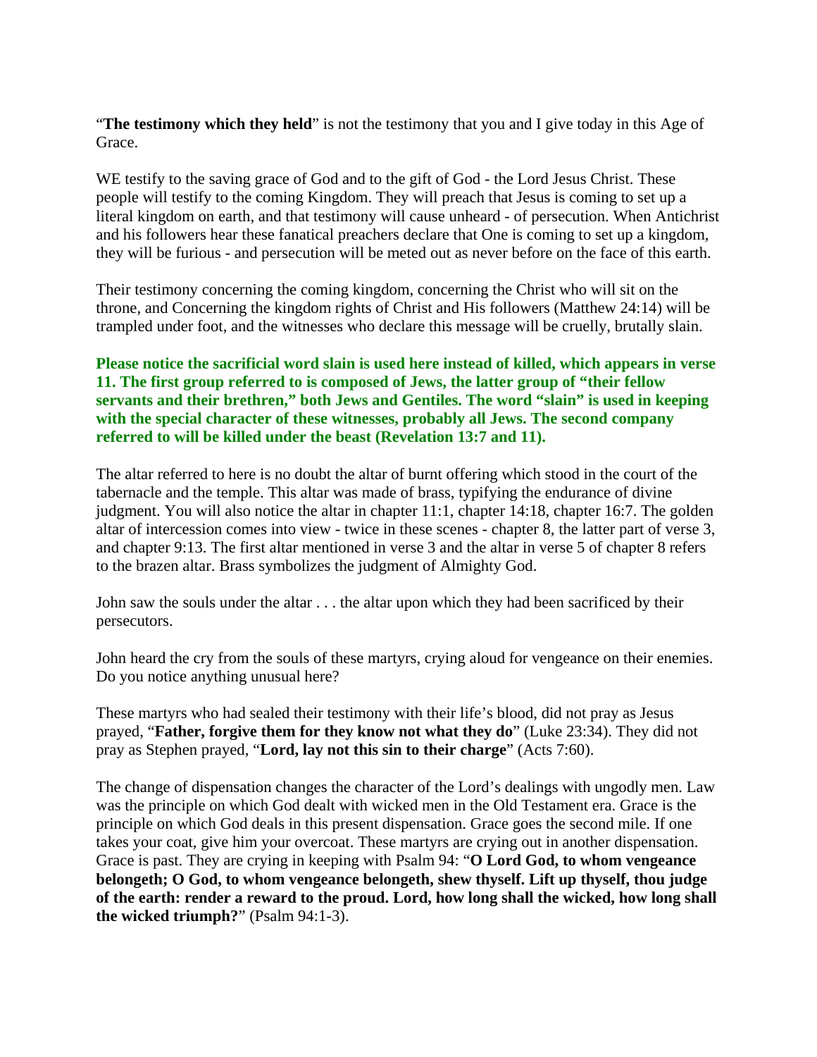"**The testimony which they held**" is not the testimony that you and I give today in this Age of Grace.

WE testify to the saving grace of God and to the gift of God - the Lord Jesus Christ. These people will testify to the coming Kingdom. They will preach that Jesus is coming to set up a literal kingdom on earth, and that testimony will cause unheard - of persecution. When Antichrist and his followers hear these fanatical preachers declare that One is coming to set up a kingdom, they will be furious - and persecution will be meted out as never before on the face of this earth.

Their testimony concerning the coming kingdom, concerning the Christ who will sit on the throne, and Concerning the kingdom rights of Christ and His followers (Matthew 24:14) will be trampled under foot, and the witnesses who declare this message will be cruelly, brutally slain.

**Please notice the sacrificial word slain is used here instead of killed, which appears in verse 11. The first group referred to is composed of Jews, the latter group of "their fellow servants and their brethren," both Jews and Gentiles. The word "slain" is used in keeping with the special character of these witnesses, probably all Jews. The second company referred to will be killed under the beast (Revelation 13:7 and 11).**

The altar referred to here is no doubt the altar of burnt offering which stood in the court of the tabernacle and the temple. This altar was made of brass, typifying the endurance of divine judgment. You will also notice the altar in chapter 11:1, chapter 14:18, chapter 16:7. The golden altar of intercession comes into view - twice in these scenes - chapter 8, the latter part of verse 3, and chapter 9:13. The first altar mentioned in verse 3 and the altar in verse 5 of chapter 8 refers to the brazen altar. Brass symbolizes the judgment of Almighty God.

John saw the souls under the altar . . . the altar upon which they had been sacrificed by their persecutors.

John heard the cry from the souls of these martyrs, crying aloud for vengeance on their enemies. Do you notice anything unusual here?

These martyrs who had sealed their testimony with their life's blood, did not pray as Jesus prayed, "**Father, forgive them for they know not what they do**" (Luke 23:34). They did not pray as Stephen prayed, "**Lord, lay not this sin to their charge**" (Acts 7:60).

The change of dispensation changes the character of the Lord's dealings with ungodly men. Law was the principle on which God dealt with wicked men in the Old Testament era. Grace is the principle on which God deals in this present dispensation. Grace goes the second mile. If one takes your coat, give him your overcoat. These martyrs are crying out in another dispensation. Grace is past. They are crying in keeping with Psalm 94: "**O Lord God, to whom vengeance belongeth; O God, to whom vengeance belongeth, shew thyself. Lift up thyself, thou judge of the earth: render a reward to the proud. Lord, how long shall the wicked, how long shall the wicked triumph?**" (Psalm 94:1-3).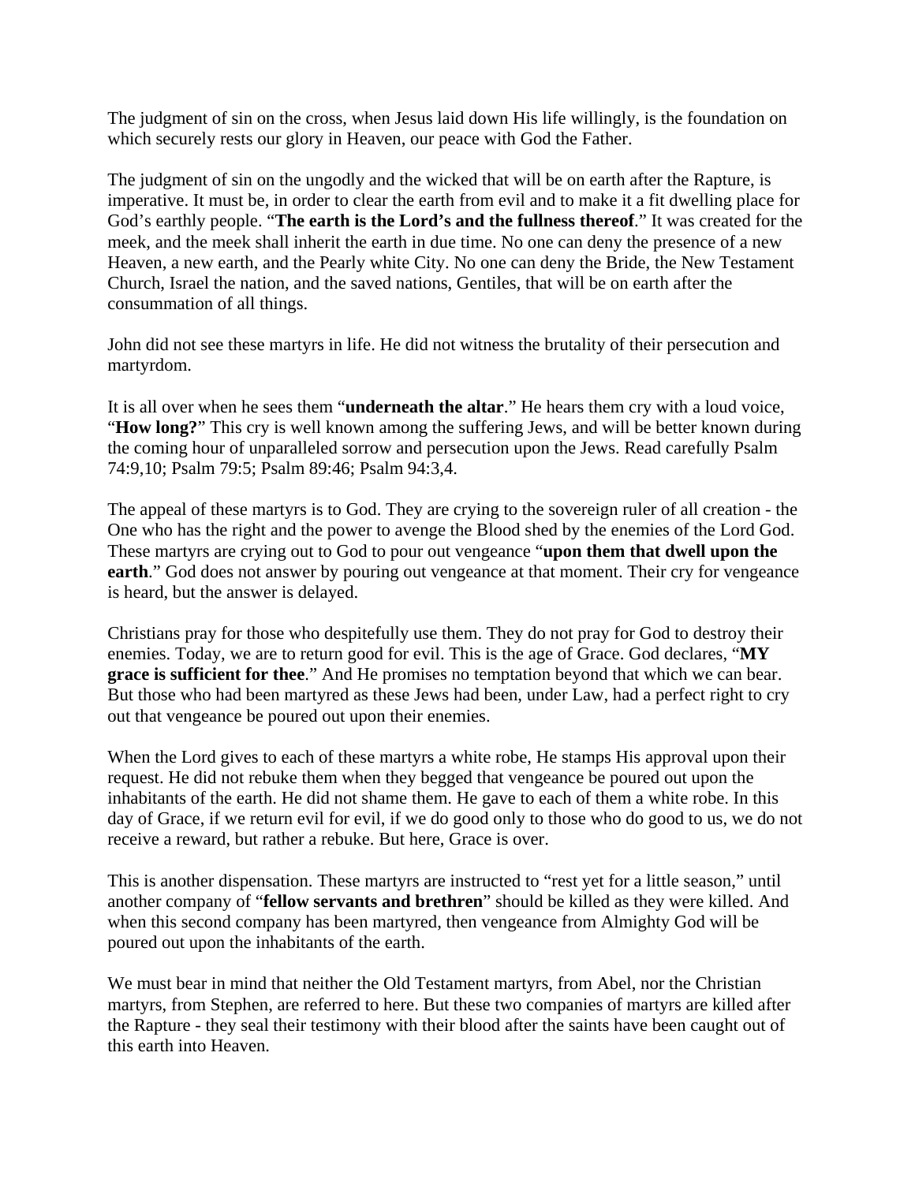The judgment of sin on the cross, when Jesus laid down His life willingly, is the foundation on which securely rests our glory in Heaven, our peace with God the Father.

The judgment of sin on the ungodly and the wicked that will be on earth after the Rapture, is imperative. It must be, in order to clear the earth from evil and to make it a fit dwelling place for God's earthly people. "**The earth is the Lord's and the fullness thereof**." It was created for the meek, and the meek shall inherit the earth in due time. No one can deny the presence of a new Heaven, a new earth, and the Pearly white City. No one can deny the Bride, the New Testament Church, Israel the nation, and the saved nations, Gentiles, that will be on earth after the consummation of all things.

John did not see these martyrs in life. He did not witness the brutality of their persecution and martyrdom.

It is all over when he sees them "**underneath the altar**." He hears them cry with a loud voice, "**How long?**" This cry is well known among the suffering Jews, and will be better known during the coming hour of unparalleled sorrow and persecution upon the Jews. Read carefully Psalm 74:9,10; Psalm 79:5; Psalm 89:46; Psalm 94:3,4.

The appeal of these martyrs is to God. They are crying to the sovereign ruler of all creation - the One who has the right and the power to avenge the Blood shed by the enemies of the Lord God. These martyrs are crying out to God to pour out vengeance "**upon them that dwell upon the earth**." God does not answer by pouring out vengeance at that moment. Their cry for vengeance is heard, but the answer is delayed.

Christians pray for those who despitefully use them. They do not pray for God to destroy their enemies. Today, we are to return good for evil. This is the age of Grace. God declares, "**MY grace is sufficient for thee**." And He promises no temptation beyond that which we can bear. But those who had been martyred as these Jews had been, under Law, had a perfect right to cry out that vengeance be poured out upon their enemies.

When the Lord gives to each of these martyrs a white robe, He stamps His approval upon their request. He did not rebuke them when they begged that vengeance be poured out upon the inhabitants of the earth. He did not shame them. He gave to each of them a white robe. In this day of Grace, if we return evil for evil, if we do good only to those who do good to us, we do not receive a reward, but rather a rebuke. But here, Grace is over.

This is another dispensation. These martyrs are instructed to "rest yet for a little season," until another company of "**fellow servants and brethren**" should be killed as they were killed. And when this second company has been martyred, then vengeance from Almighty God will be poured out upon the inhabitants of the earth.

We must bear in mind that neither the Old Testament martyrs, from Abel, nor the Christian martyrs, from Stephen, are referred to here. But these two companies of martyrs are killed after the Rapture - they seal their testimony with their blood after the saints have been caught out of this earth into Heaven.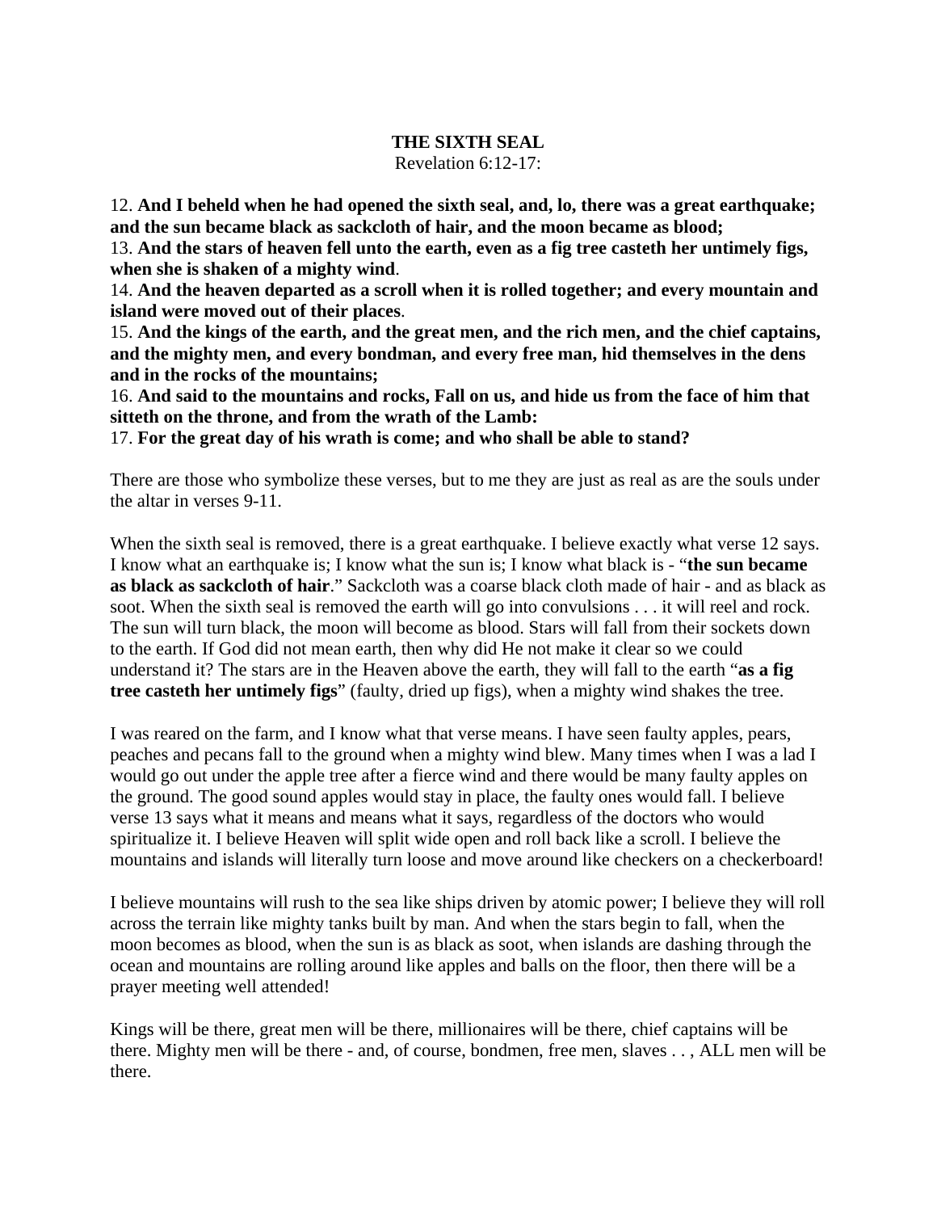**THE SIXTH SEAL**
Revelation 6:12-17:

12. **And I beheld when he had opened the sixth seal, and, lo, there was a great earthquake; and the sun became black as sackcloth of hair, and the moon became as blood;**
13. **And the stars of heaven fell unto the earth, even as a fig tree casteth her untimely figs, when she is shaken of a mighty wind**.
14. **And the heaven departed as a scroll when it is rolled together; and every mountain and island were moved out of their places**.
15. **And the kings of the earth, and the great men, and the rich men, and the chief captains, and the mighty men, and every bondman, and every free man, hid themselves in the dens and in the rocks of the mountains;**
16. **And said to the mountains and rocks, Fall on us, and hide us from the face of him that sitteth on the throne, and from the wrath of the Lamb:**
17. **For the great day of his wrath is come; and who shall be able to stand?**

There are those who symbolize these verses, but to me they are just as real as are the souls under the altar in verses 9-11.

When the sixth seal is removed, there is a great earthquake. I believe exactly what verse 12 says. I know what an earthquake is; I know what the sun is; I know what black is - "**the sun became as black as sackcloth of hair**." Sackcloth was a coarse black cloth made of hair - and as black as soot. When the sixth seal is removed the earth will go into convulsions . . . it will reel and rock. The sun will turn black, the moon will become as blood. Stars will fall from their sockets down to the earth. If God did not mean earth, then why did He not make it clear so we could understand it? The stars are in the Heaven above the earth, they will fall to the earth "**as a fig tree casteth her untimely figs**" (faulty, dried up figs), when a mighty wind shakes the tree.

I was reared on the farm, and I know what that verse means. I have seen faulty apples, pears, peaches and pecans fall to the ground when a mighty wind blew. Many times when I was a lad I would go out under the apple tree after a fierce wind and there would be many faulty apples on the ground. The good sound apples would stay in place, the faulty ones would fall. I believe verse 13 says what it means and means what it says, regardless of the doctors who would spiritualize it. I believe Heaven will split wide open and roll back like a scroll. I believe the mountains and islands will literally turn loose and move around like checkers on a checkerboard!

I believe mountains will rush to the sea like ships driven by atomic power; I believe they will roll across the terrain like mighty tanks built by man. And when the stars begin to fall, when the moon becomes as blood, when the sun is as black as soot, when islands are dashing through the ocean and mountains are rolling around like apples and balls on the floor, then there will be a prayer meeting well attended!

Kings will be there, great men will be there, millionaires will be there, chief captains will be there. Mighty men will be there - and, of course, bondmen, free men, slaves . . , ALL men will be there.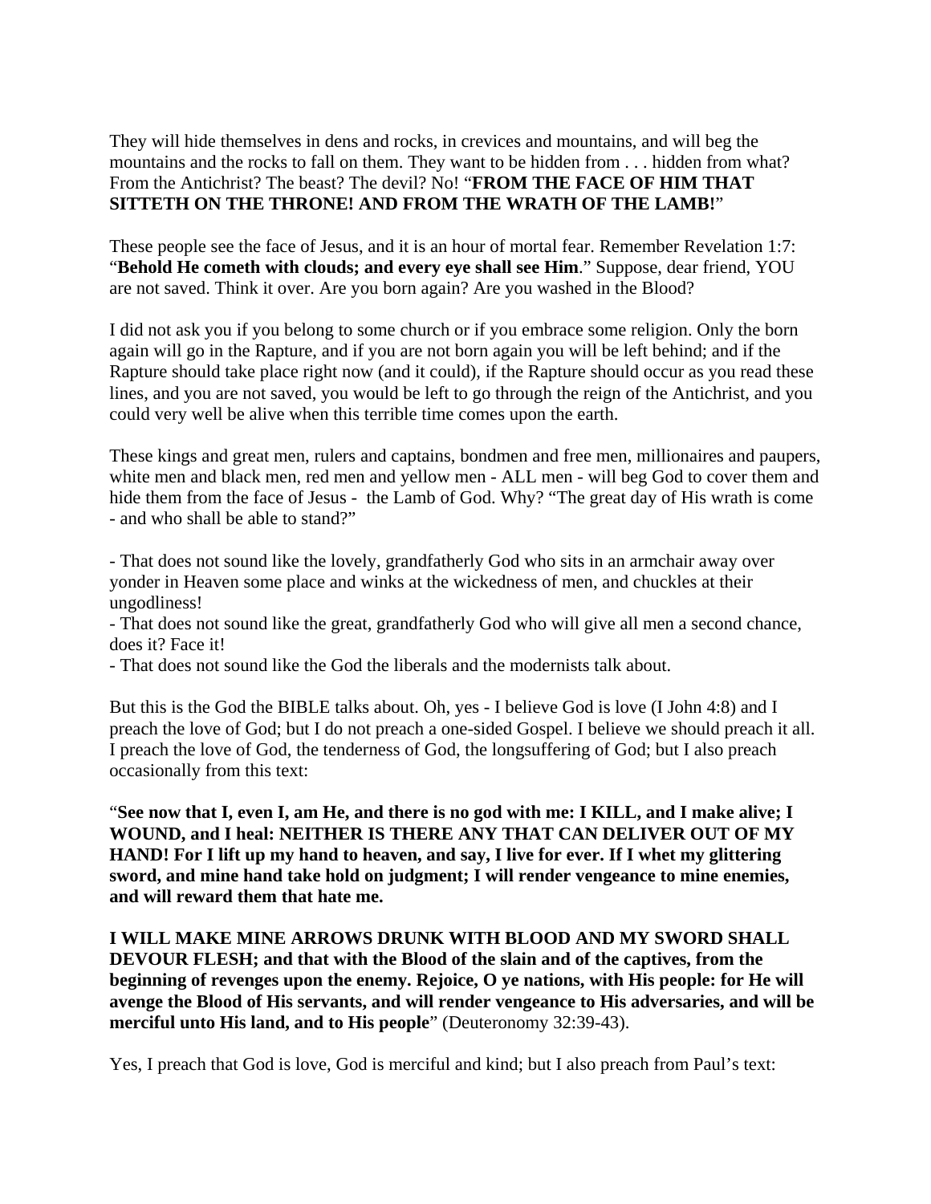They will hide themselves in dens and rocks, in crevices and mountains, and will beg the mountains and the rocks to fall on them. They want to be hidden from . . . hidden from what? From the Antichrist? The beast? The devil? No! "**FROM THE FACE OF HIM THAT SITTETH ON THE THRONE! AND FROM THE WRATH OF THE LAMB!**"

These people see the face of Jesus, and it is an hour of mortal fear. Remember Revelation 1:7: "**Behold He cometh with clouds; and every eye shall see Him**." Suppose, dear friend, YOU are not saved. Think it over. Are you born again? Are you washed in the Blood?

I did not ask you if you belong to some church or if you embrace some religion. Only the born again will go in the Rapture, and if you are not born again you will be left behind; and if the Rapture should take place right now (and it could), if the Rapture should occur as you read these lines, and you are not saved, you would be left to go through the reign of the Antichrist, and you could very well be alive when this terrible time comes upon the earth.

These kings and great men, rulers and captains, bondmen and free men, millionaires and paupers, white men and black men, red men and yellow men - ALL men - will beg God to cover them and hide them from the face of Jesus - the Lamb of God. Why? "The great day of His wrath is come - and who shall be able to stand?"

- That does not sound like the lovely, grandfatherly God who sits in an armchair away over yonder in Heaven some place and winks at the wickedness of men, and chuckles at their ungodliness!
- That does not sound like the great, grandfatherly God who will give all men a second chance, does it? Face it!
- That does not sound like the God the liberals and the modernists talk about.

But this is the God the BIBLE talks about. Oh, yes - I believe God is love (I John 4:8) and I preach the love of God; but I do not preach a one-sided Gospel. I believe we should preach it all. I preach the love of God, the tenderness of God, the longsuffering of God; but I also preach occasionally from this text:

"**See now that I, even I, am He, and there is no god with me: I KILL, and I make alive; I WOUND, and I heal: NEITHER IS THERE ANY THAT CAN DELIVER OUT OF MY HAND! For I lift up my hand to heaven, and say, I live for ever. If I whet my glittering sword, and mine hand take hold on judgment; I will render vengeance to mine enemies, and will reward them that hate me.**

**I WILL MAKE MINE ARROWS DRUNK WITH BLOOD AND MY SWORD SHALL DEVOUR FLESH; and that with the Blood of the slain and of the captives, from the beginning of revenges upon the enemy. Rejoice, O ye nations, with His people: for He will avenge the Blood of His servants, and will render vengeance to His adversaries, and will be merciful unto His land, and to His people**" (Deuteronomy 32:39-43).

Yes, I preach that God is love, God is merciful and kind; but I also preach from Paul's text: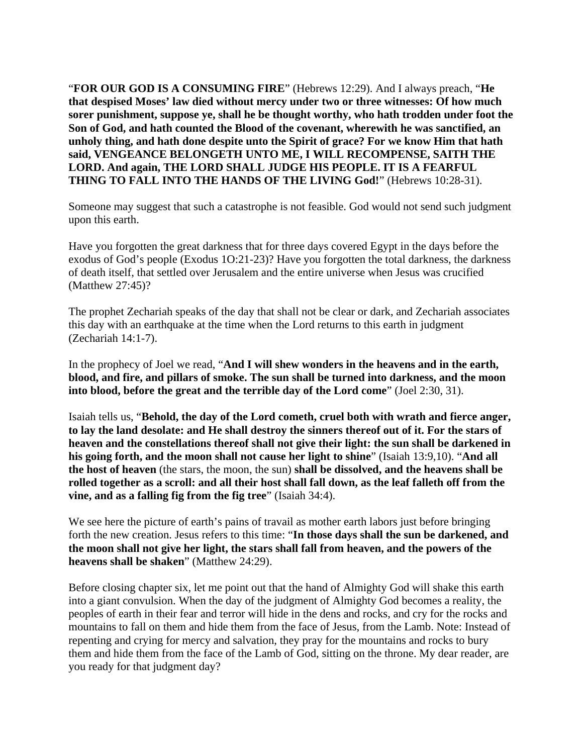"**FOR OUR GOD IS A CONSUMING FIRE**" (Hebrews 12:29). And I always preach, "**He that despised Moses' law died without mercy under two or three witnesses: Of how much sorer punishment, suppose ye, shall he be thought worthy, who hath trodden under foot the Son of God, and hath counted the Blood of the covenant, wherewith he was sanctified, an unholy thing, and hath done despite unto the Spirit of grace? For we know Him that hath said, VENGEANCE BELONGETH UNTO ME, I WILL RECOMPENSE, SAITH THE LORD. And again, THE LORD SHALL JUDGE HIS PEOPLE. IT IS A FEARFUL THING TO FALL INTO THE HANDS OF THE LIVING God!**" (Hebrews 10:28-31).

Someone may suggest that such a catastrophe is not feasible. God would not send such judgment upon this earth.

Have you forgotten the great darkness that for three days covered Egypt in the days before the exodus of God's people (Exodus 1O:21-23)? Have you forgotten the total darkness, the darkness of death itself, that settled over Jerusalem and the entire universe when Jesus was crucified (Matthew 27:45)?

The prophet Zechariah speaks of the day that shall not be clear or dark, and Zechariah associates this day with an earthquake at the time when the Lord returns to this earth in judgment (Zechariah 14:1-7).

In the prophecy of Joel we read, "**And I will shew wonders in the heavens and in the earth, blood, and fire, and pillars of smoke. The sun shall be turned into darkness, and the moon into blood, before the great and the terrible day of the Lord come**" (Joel 2:30, 31).

Isaiah tells us, "**Behold, the day of the Lord cometh, cruel both with wrath and fierce anger, to lay the land desolate: and He shall destroy the sinners thereof out of it. For the stars of heaven and the constellations thereof shall not give their light: the sun shall be darkened in his going forth, and the moon shall not cause her light to shine**" (Isaiah 13:9,10). "**And all the host of heaven** (the stars, the moon, the sun) **shall be dissolved, and the heavens shall be rolled together as a scroll: and all their host shall fall down, as the leaf falleth off from the vine, and as a falling fig from the fig tree**" (Isaiah 34:4).

We see here the picture of earth's pains of travail as mother earth labors just before bringing forth the new creation. Jesus refers to this time: "**In those days shall the sun be darkened, and the moon shall not give her light, the stars shall fall from heaven, and the powers of the heavens shall be shaken**" (Matthew 24:29).

Before closing chapter six, let me point out that the hand of Almighty God will shake this earth into a giant convulsion. When the day of the judgment of Almighty God becomes a reality, the peoples of earth in their fear and terror will hide in the dens and rocks, and cry for the rocks and mountains to fall on them and hide them from the face of Jesus, from the Lamb. Note: Instead of repenting and crying for mercy and salvation, they pray for the mountains and rocks to bury them and hide them from the face of the Lamb of God, sitting on the throne. My dear reader, are you ready for that judgment day?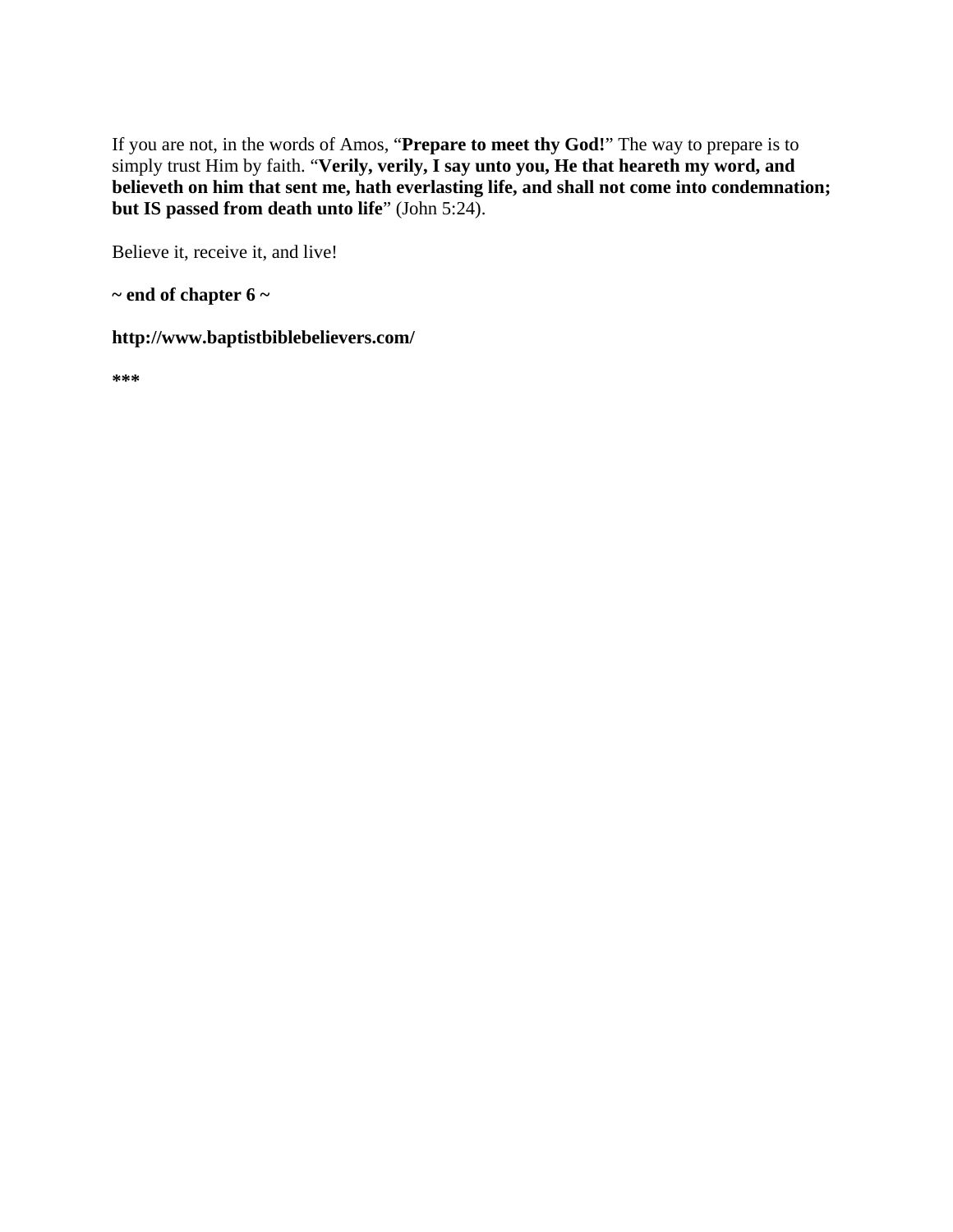If you are not, in the words of Amos, "**Prepare to meet thy God!**" The way to prepare is to simply trust Him by faith. "**Verily, verily, I say unto you, He that heareth my word, and believeth on him that sent me, hath everlasting life, and shall not come into condemnation; but IS passed from death unto life**" (John 5:24).

Believe it, receive it, and live!

**~ end of chapter 6 ~**

**http://www.baptistbiblebelievers.com/**

**\*\*\***